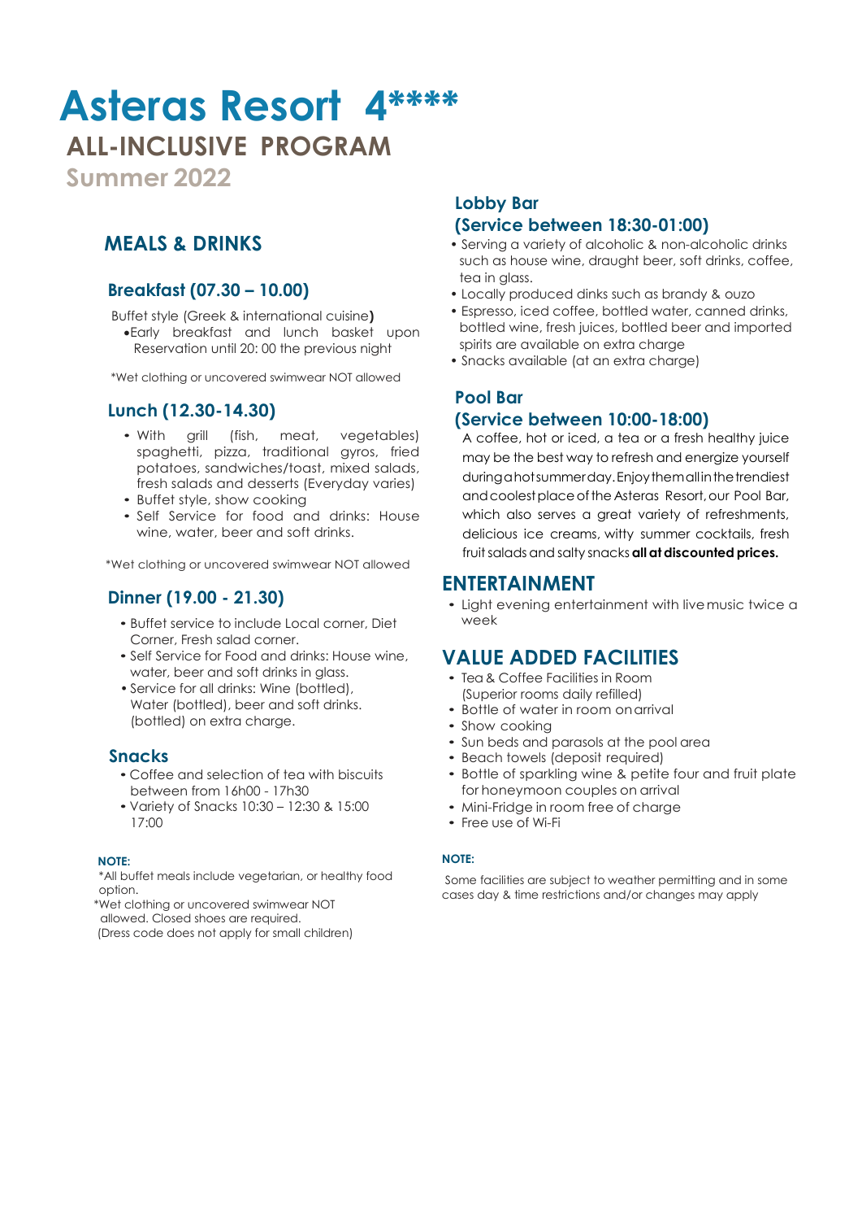# Asteras Resort 4****

## ALL-INCLUSIVE PROGRAM

**Summer 2022**

## MEALS & DRINKS

### Breakfast (07.30 – 10.00)

Buffet style (Greek & international cuisine**)**

- Early breakfast and lunch basket upon Reservation until 20: 00 the previous night

*Wet clothing or uncovered swimwear NOT allowed

### Lunch (12.30-14.30)

- With grill (fish, meat, vegetables) spaghetti, pizza, traditional gyros, fried potatoes, sandwiches/toast, mixed salads, fresh salads and desserts (Everyday varies)
- Buffet style, show cooking
- Self Service for food and drinks: House wine, water, beer and soft drinks.

*Wet clothing or uncovered swimwear NOT allowed

### Dinner (19.00 - 21.30)

- Buffet service to include Local corner, Diet Corner, Fresh salad corner.
- Self Service for Food and drinks: House wine, water, beer and soft drinks in glass.
- Service for all drinks: Wine (bottled), Water (bottled), beer and soft drinks. (bottled) on extra charge.

### Snacks

- Coffee and selection of tea with biscuits between from 16h00 - 17h30
- Variety of Snacks 10:30 – 12:30 & 15:00 17:00

**NOTE:**

*All buffet meals include vegetarian, or healthy food option.
*Wet clothing or uncovered swimwear NOT allowed. Closed shoes are required.
(Dress code does not apply for small children)

### Lobby Bar
### (Service between 18:30-01:00)

- Serving a variety of alcoholic & non-alcoholic drinks such as house wine, draught beer, soft drinks, coffee, tea in glass.
- Locally produced dinks such as brandy & ouzo
- Espresso, iced coffee, bottled water, canned drinks, bottled wine, fresh juices, bottled beer and imported spirits are available on extra charge
- Snacks available (at an extra charge)

### Pool Bar
### (Service between 10:00-18:00)

A coffee, hot or iced, a tea or a fresh healthy juice may be the best way to refresh and energize yourself during a hot summer day. Enjoy them all in the trendiest and coolest place of the Asteras Resort, our Pool Bar, which also serves a great variety of refreshments, delicious ice creams, witty summer cocktails, fresh fruit salads and salty snacks **all at discounted prices.**

## ENTERTAINMENT

- Light evening entertainment with live music twice a week

## VALUE ADDED FACILITIES

- Tea & Coffee Facilities in Room (Superior rooms daily refilled)
- Bottle of water in room on arrival
- Show cooking
- Sun beds and parasols at the pool area
- Beach towels (deposit required)
- Bottle of sparkling wine & petite four and fruit plate for honeymoon couples on arrival
- Mini-Fridge in room free of charge
- Free use of Wi-Fi

**NOTE:**

Some facilities are subject to weather permitting and in some cases day & time restrictions and/or changes may apply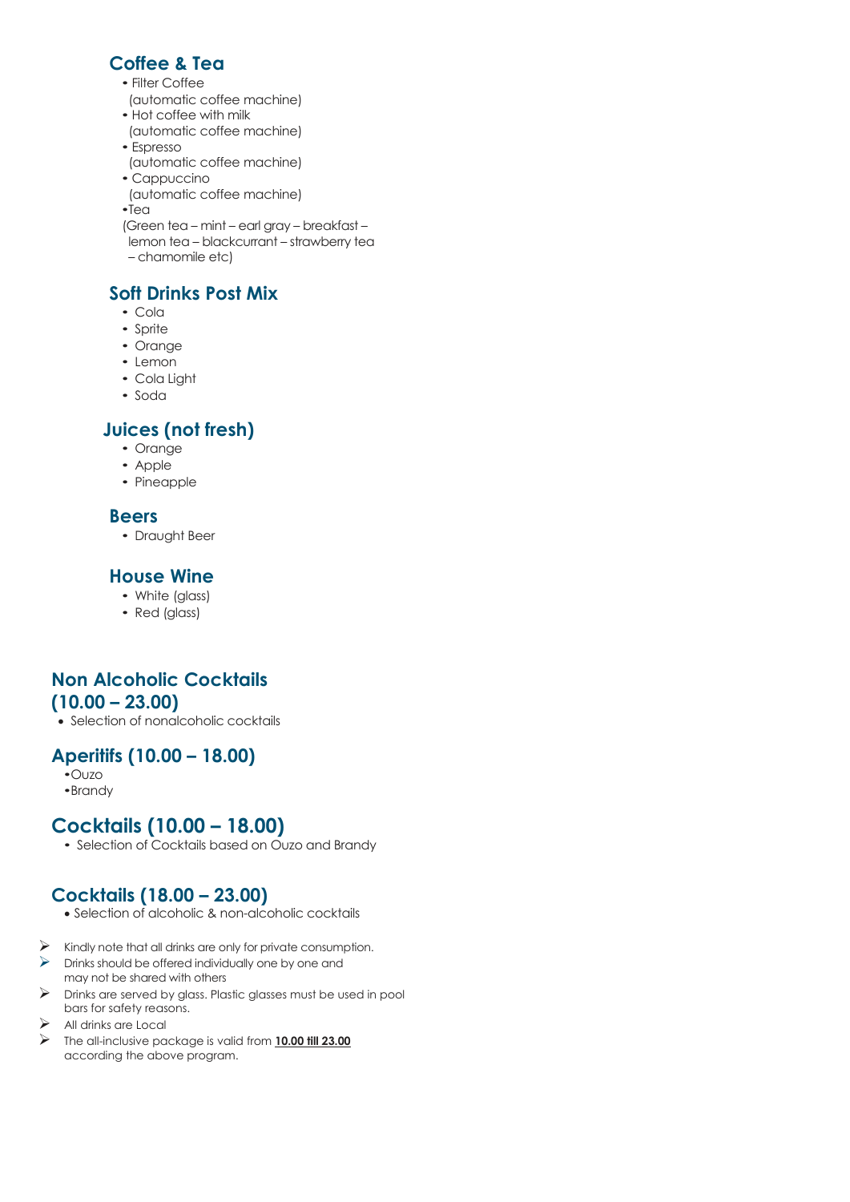## Coffee & Tea

- Filter Coffee
  (automatic coffee machine)
- Hot coffee with milk
  (automatic coffee machine)
- Espresso
  (automatic coffee machine)
- Cappuccino
  (automatic coffee machine)
- Tea
  (Green tea – mint – earl gray – breakfast – lemon tea – blackcurrant – strawberry tea – chamomile etc)

## Soft Drinks Post Mix

- Cola
- Sprite
- Orange
- Lemon
- Cola Light
- Soda

## Juices (not fresh)

- Orange
- Apple
- Pineapple

## Beers

- Draught Beer

## House Wine

- White (glass)
- Red (glass)

## Non Alcoholic Cocktails (10.00 – 23.00)

- Selection of nonalcoholic cocktails

## Aperitifs (10.00 – 18.00)

- Ouzo
- Brandy

## Cocktails (10.00 – 18.00)

- Selection of Cocktails based on Ouzo and Brandy

## Cocktails (18.00 – 23.00)

- Selection of alcoholic & non-alcoholic cocktails

- Kindly note that all drinks are only for private consumption.
- Drinks should be offered individually one by one and may not be shared with others
- Drinks are served by glass. Plastic glasses must be used in pool bars for safety reasons.
- All drinks are Local
- The all-inclusive package is valid from **10.00 till 23.00** according the above program.